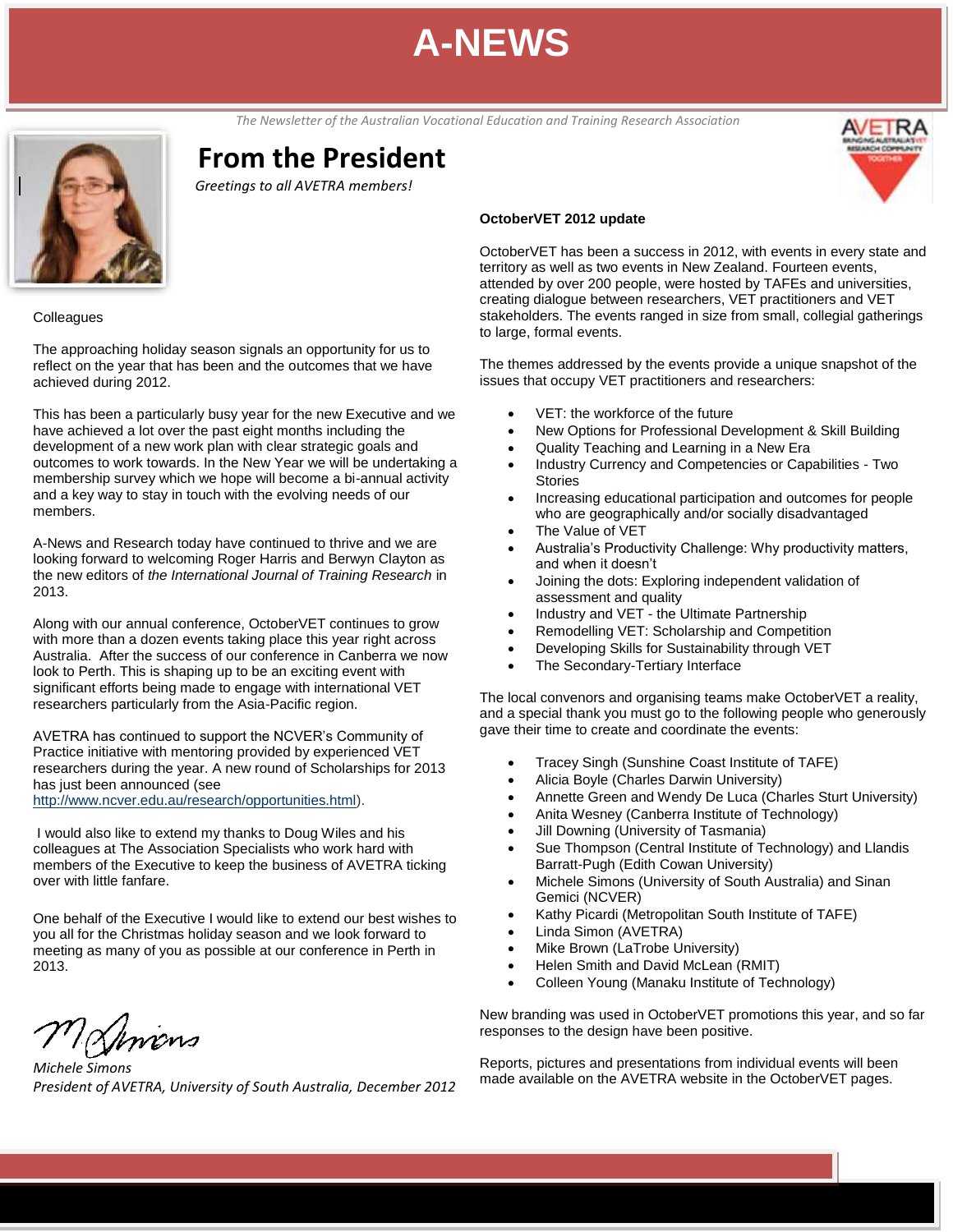# A-NEWS

*The Newsletter of the Australian Vocational Education and Training Research Association*

## From the President

*Greetings to all AVETRA members!*

Colleagues

The approaching holiday season signals an opportunity for us to reflect on the year that has been and the outcomes that we have achieved during 2012.

This has been a particularly busy year for the new Executive and we have achieved a lot over the past eight months including the development of a new work plan with clear strategic goals and outcomes to work towards. In the New Year we will be undertaking a membership survey which we hope will become a bi-annual activity and a key way to stay in touch with the evolving needs of our members.

A-News and Research today have continued to thrive and we are looking forward to welcoming Roger Harris and Berwyn Clayton as the new editors of *the International Journal of Training Research* in 2013.

Along with our annual conference, OctoberVET continues to grow with more than a dozen events taking place this year right across Australia. After the success of our conference in Canberra we now look to Perth. This is shaping up to be an exciting event with significant efforts being made to engage with international VET researchers particularly from the Asia-Pacific region.

AVETRA has continued to support the NCVER's Community of Practice initiative with mentoring provided by experienced VET researchers during the year. A new round of Scholarships for 2013 has just been announced (see http://www.ncver.edu.au/research/opportunities.html).

I would also like to extend my thanks to Doug Wiles and his colleagues at The Association Specialists who work hard with members of the Executive to keep the business of AVETRA ticking over with little fanfare.

One behalf of the Executive I would like to extend our best wishes to you all for the Christmas holiday season and we look forward to meeting as many of you as possible at our conference in Perth in 2013.

M Simons

*Michele Simons*
*President of AVETRA, University of South Australia, December 2012*

**OctoberVET 2012 update**

OctoberVET has been a success in 2012, with events in every state and territory as well as two events in New Zealand. Fourteen events, attended by over 200 people, were hosted by TAFEs and universities, creating dialogue between researchers, VET practitioners and VET stakeholders. The events ranged in size from small, collegial gatherings to large, formal events.

The themes addressed by the events provide a unique snapshot of the issues that occupy VET practitioners and researchers:

- VET: the workforce of the future
- New Options for Professional Development & Skill Building
- Quality Teaching and Learning in a New Era
- Industry Currency and Competencies or Capabilities - Two Stories
- Increasing educational participation and outcomes for people who are geographically and/or socially disadvantaged
- The Value of VET
- Australia's Productivity Challenge: Why productivity matters, and when it doesn't
- Joining the dots: Exploring independent validation of assessment and quality
- Industry and VET - the Ultimate Partnership
- Remodelling VET: Scholarship and Competition
- Developing Skills for Sustainability through VET
- The Secondary-Tertiary Interface

The local convenors and organising teams make OctoberVET a reality, and a special thank you must go to the following people who generously gave their time to create and coordinate the events:

- Tracey Singh (Sunshine Coast Institute of TAFE)
- Alicia Boyle (Charles Darwin University)
- Annette Green and Wendy De Luca (Charles Sturt University)
- Anita Wesney (Canberra Institute of Technology)
- Jill Downing (University of Tasmania)
- Sue Thompson (Central Institute of Technology) and Llandis Barratt-Pugh (Edith Cowan University)
- Michele Simons (University of South Australia) and Sinan Gemici (NCVER)
- Kathy Picardi (Metropolitan South Institute of TAFE)
- Linda Simon (AVETRA)
- Mike Brown (LaTrobe University)
- Helen Smith and David McLean (RMIT)
- Colleen Young (Manaku Institute of Technology)

New branding was used in OctoberVET promotions this year, and so far responses to the design have been positive.

Reports, pictures and presentations from individual events will been made available on the AVETRA website in the OctoberVET pages.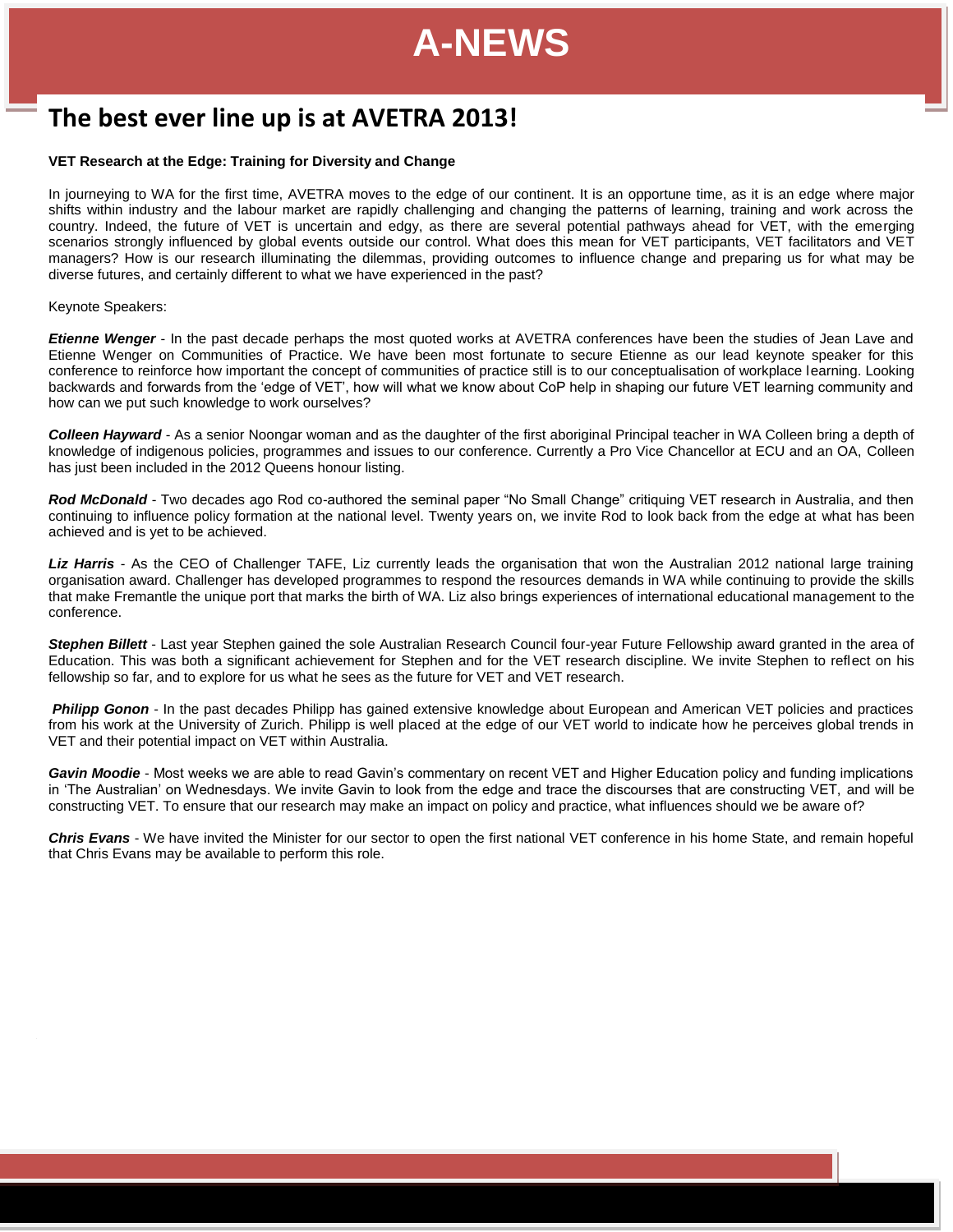# The best ever line up is at AVETRA 2013!

**VET Research at the Edge: Training for Diversity and Change**

In journeying to WA for the first time, AVETRA moves to the edge of our continent. It is an opportune time, as it is an edge where major shifts within industry and the labour market are rapidly challenging and changing the patterns of learning, training and work across the country. Indeed, the future of VET is uncertain and edgy, as there are several potential pathways ahead for VET, with the emerging scenarios strongly influenced by global events outside our control. What does this mean for VET participants, VET facilitators and VET managers? How is our research illuminating the dilemmas, providing outcomes to influence change and preparing us for what may be diverse futures, and certainly different to what we have experienced in the past?

Keynote Speakers:

***Etienne Wenger*** - In the past decade perhaps the most quoted works at AVETRA conferences have been the studies of Jean Lave and Etienne Wenger on Communities of Practice. We have been most fortunate to secure Etienne as our lead keynote speaker for this conference to reinforce how important the concept of communities of practice still is to our conceptualisation of workplace learning. Looking backwards and forwards from the 'edge of VET', how will what we know about CoP help in shaping our future VET learning community and how can we put such knowledge to work ourselves?

***Colleen Hayward*** - As a senior Noongar woman and as the daughter of the first aboriginal Principal teacher in WA Colleen bring a depth of knowledge of indigenous policies, programmes and issues to our conference. Currently a Pro Vice Chancellor at ECU and an OA, Colleen has just been included in the 2012 Queens honour listing.

***Rod McDonald*** - Two decades ago Rod co-authored the seminal paper "No Small Change" critiquing VET research in Australia, and then continuing to influence policy formation at the national level. Twenty years on, we invite Rod to look back from the edge at what has been achieved and is yet to be achieved.

***Liz Harris*** - As the CEO of Challenger TAFE, Liz currently leads the organisation that won the Australian 2012 national large training organisation award. Challenger has developed programmes to respond the resources demands in WA while continuing to provide the skills that make Fremantle the unique port that marks the birth of WA. Liz also brings experiences of international educational management to the conference.

***Stephen Billett*** - Last year Stephen gained the sole Australian Research Council four-year Future Fellowship award granted in the area of Education. This was both a significant achievement for Stephen and for the VET research discipline. We invite Stephen to reflect on his fellowship so far, and to explore for us what he sees as the future for VET and VET research.

***Philipp Gonon*** - In the past decades Philipp has gained extensive knowledge about European and American VET policies and practices from his work at the University of Zurich. Philipp is well placed at the edge of our VET world to indicate how he perceives global trends in VET and their potential impact on VET within Australia.

***Gavin Moodie*** - Most weeks we are able to read Gavin's commentary on recent VET and Higher Education policy and funding implications in 'The Australian' on Wednesdays. We invite Gavin to look from the edge and trace the discourses that are constructing VET, and will be constructing VET. To ensure that our research may make an impact on policy and practice, what influences should we be aware of?

***Chris Evans*** - We have invited the Minister for our sector to open the first national VET conference in his home State, and remain hopeful that Chris Evans may be available to perform this role.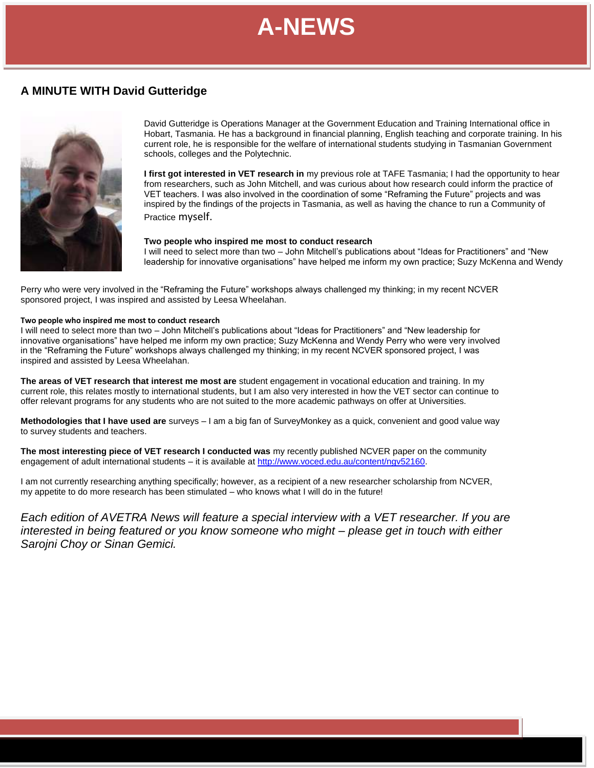# A-NEWS

## A MINUTE WITH David Gutteridge

David Gutteridge is Operations Manager at the Government Education and Training International office in Hobart, Tasmania. He has a background in financial planning, English teaching and corporate training. In his current role, he is responsible for the welfare of international students studying in Tasmanian Government schools, colleges and the Polytechnic.

**I first got interested in VET research in** my previous role at TAFE Tasmania; I had the opportunity to hear from researchers, such as John Mitchell, and was curious about how research could inform the practice of VET teachers. I was also involved in the coordination of some "Reframing the Future" projects and was inspired by the findings of the projects in Tasmania, as well as having the chance to run a Community of Practice myself.

**Two people who inspired me most to conduct research**
I will need to select more than two – John Mitchell's publications about "Ideas for Practitioners" and "New leadership for innovative organisations" have helped me inform my own practice; Suzy McKenna and Wendy Perry who were very involved in the "Reframing the Future" workshops always challenged my thinking; in my recent NCVER sponsored project, I was inspired and assisted by Leesa Wheelahan.

**Two people who inspired me most to conduct research**
I will need to select more than two – John Mitchell's publications about "Ideas for Practitioners" and "New leadership for innovative organisations" have helped me inform my own practice; Suzy McKenna and Wendy Perry who were very involved in the "Reframing the Future" workshops always challenged my thinking; in my recent NCVER sponsored project, I was inspired and assisted by Leesa Wheelahan.

**The areas of VET research that interest me most are** student engagement in vocational education and training. In my current role, this relates mostly to international students, but I am also very interested in how the VET sector can continue to offer relevant programs for any students who are not suited to the more academic pathways on offer at Universities.

**Methodologies that I have used are** surveys – I am a big fan of SurveyMonkey as a quick, convenient and good value way to survey students and teachers.

**The most interesting piece of VET research I conducted was** my recently published NCVER paper on the community engagement of adult international students – it is available at http://www.voced.edu.au/content/ngv52160.

I am not currently researching anything specifically; however, as a recipient of a new researcher scholarship from NCVER, my appetite to do more research has been stimulated – who knows what I will do in the future!

*Each edition of AVETRA News will feature a special interview with a VET researcher. If you are interested in being featured or you know someone who might – please get in touch with either Sarojni Choy or Sinan Gemici.*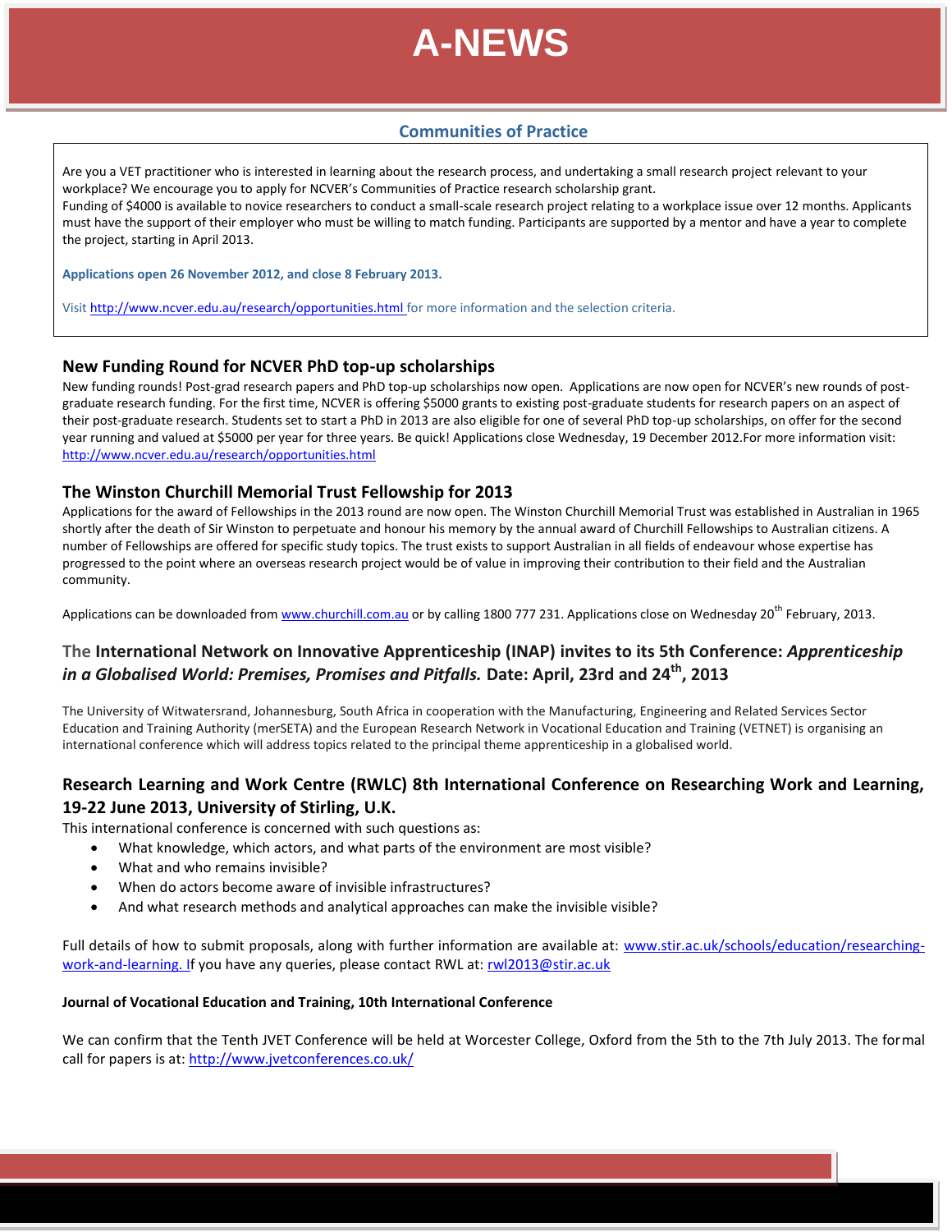# A-NEWS

## Communities of Practice

Are you a VET practitioner who is interested in learning about the research process, and undertaking a small research project relevant to your workplace? We encourage you to apply for NCVER's Communities of Practice research scholarship grant.
Funding of $4000 is available to novice researchers to conduct a small-scale research project relating to a workplace issue over 12 months. Applicants must have the support of their employer who must be willing to match funding. Participants are supported by a mentor and have a year to complete the project, starting in April 2013.

**Applications open 26 November 2012, and close 8 February 2013.**

Visit http://www.ncver.edu.au/research/opportunities.html for more information and the selection criteria.

### New Funding Round for NCVER PhD top-up scholarships

New funding rounds! Post-grad research papers and PhD top-up scholarships now open. Applications are now open for NCVER's new rounds of post-graduate research funding. For the first time, NCVER is offering $5000 grants to existing post-graduate students for research papers on an aspect of their post-graduate research. Students set to start a PhD in 2013 are also eligible for one of several PhD top-up scholarships, on offer for the second year running and valued at $5000 per year for three years. Be quick! Applications close Wednesday, 19 December 2012.For more information visit: http://www.ncver.edu.au/research/opportunities.html

### The Winston Churchill Memorial Trust Fellowship for 2013

Applications for the award of Fellowships in the 2013 round are now open. The Winston Churchill Memorial Trust was established in Australian in 1965 shortly after the death of Sir Winston to perpetuate and honour his memory by the annual award of Churchill Fellowships to Australian citizens. A number of Fellowships are offered for specific study topics. The trust exists to support Australian in all fields of endeavour whose expertise has progressed to the point where an overseas research project would be of value in improving their contribution to their field and the Australian community.

Applications can be downloaded from www.churchill.com.au or by calling 1800 777 231. Applications close on Wednesday 20th February, 2013.

### The International Network on Innovative Apprenticeship (INAP) invites to its 5th Conference: *Apprenticeship in a Globalised World: Premises, Promises and Pitfalls.* Date: April, 23rd and 24th, 2013

The University of Witwatersrand, Johannesburg, South Africa in cooperation with the Manufacturing, Engineering and Related Services Sector Education and Training Authority (merSETA) and the European Research Network in Vocational Education and Training (VETNET) is organising an international conference which will address topics related to the principal theme apprenticeship in a globalised world.

### Research Learning and Work Centre (RWLC) 8th International Conference on Researching Work and Learning, 19-22 June 2013, University of Stirling, U.K.

This international conference is concerned with such questions as:

- What knowledge, which actors, and what parts of the environment are most visible?
- What and who remains invisible?
- When do actors become aware of invisible infrastructures?
- And what research methods and analytical approaches can make the invisible visible?

Full details of how to submit proposals, along with further information are available at: www.stir.ac.uk/schools/education/researching-work-and-learning. If you have any queries, please contact RWL at: rwl2013@stir.ac.uk

**Journal of Vocational Education and Training, 10th International Conference**

We can confirm that the Tenth JVET Conference will be held at Worcester College, Oxford from the 5th to the 7th July 2013. The formal call for papers is at: http://www.jvetconferences.co.uk/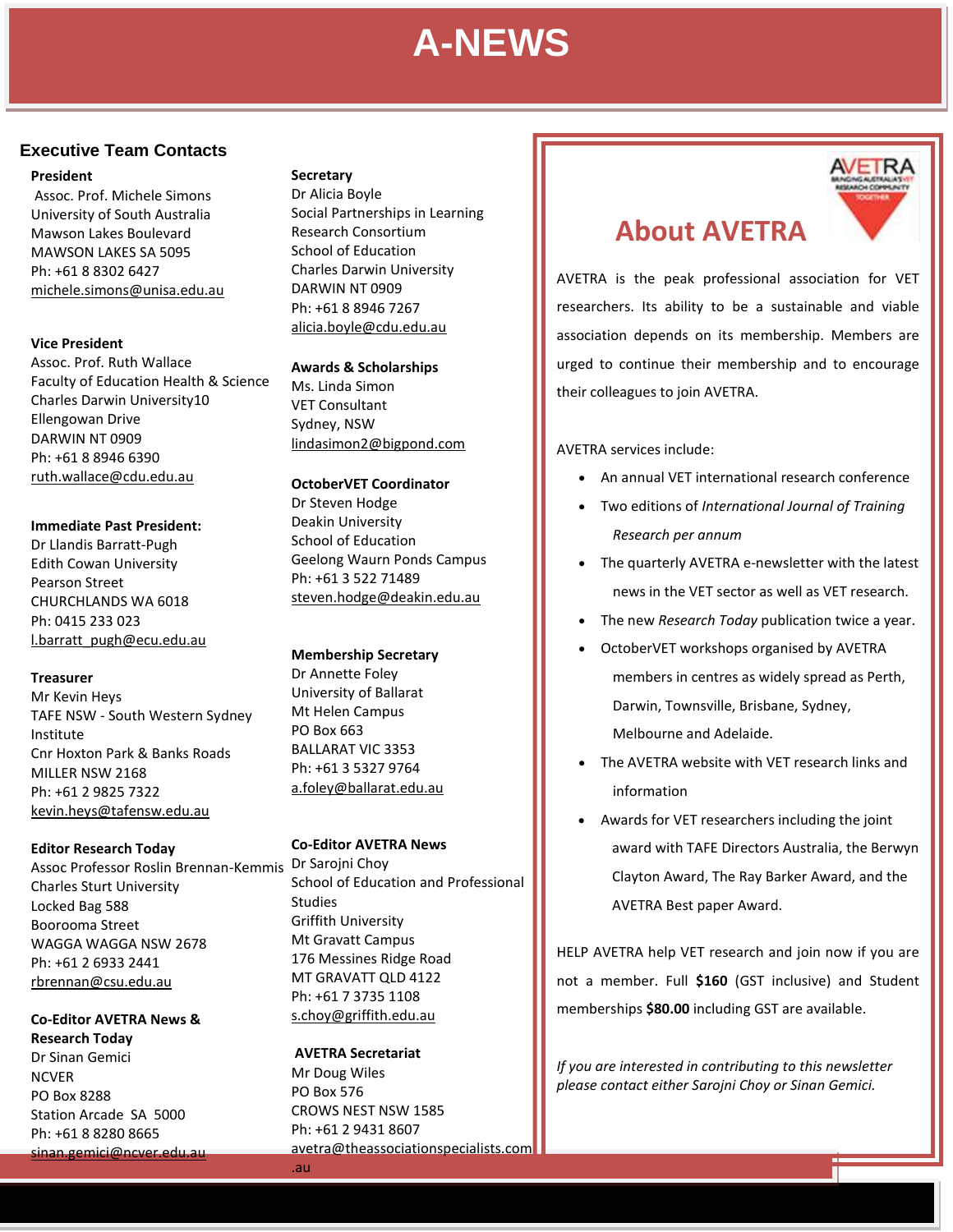# A-NEWS

## Executive Team Contacts

**President**
Assoc. Prof. Michele Simons
University of South Australia
Mawson Lakes Boulevard
MAWSON LAKES SA 5095
Ph: +61 8 8302 6427
michele.simons@unisa.edu.au

**Vice President**
Assoc. Prof. Ruth Wallace
Faculty of Education Health & Science
Charles Darwin University10
Ellengowan Drive
DARWIN NT 0909
Ph: +61 8 8946 6390
ruth.wallace@cdu.edu.au

**Immediate Past President:**
Dr Llandis Barratt-Pugh
Edith Cowan University
Pearson Street
CHURCHLANDS WA 6018
Ph: 0415 233 023
l.barratt_pugh@ecu.edu.au

**Treasurer**
Mr Kevin Heys
TAFE NSW - South Western Sydney Institute
Cnr Hoxton Park & Banks Roads
MILLER NSW 2168
Ph: +61 2 9825 7322
kevin.heys@tafensw.edu.au

**Editor Research Today**
Assoc Professor Roslin Brennan-Kemmis
Charles Sturt University
Locked Bag 588
Boorooma Street
WAGGA WAGGA NSW 2678
Ph: +61 2 6933 2441
rbrennan@csu.edu.au

**Co-Editor AVETRA News & Research Today**
Dr Sinan Gemici
NCVER
PO Box 8288
Station Arcade SA 5000
Ph: +61 8 8280 8665
sinan.gemici@ncver.edu.au

**Secretary**
Dr Alicia Boyle
Social Partnerships in Learning Research Consortium
School of Education
Charles Darwin University
DARWIN NT 0909
Ph: +61 8 8946 7267
alicia.boyle@cdu.edu.au

**Awards & Scholarships**
Ms. Linda Simon
VET Consultant
Sydney, NSW
lindasimon2@bigpond.com

**OctoberVET Coordinator**
Dr Steven Hodge
Deakin University
School of Education
Geelong Waurn Ponds Campus
Ph: +61 3 522 71489
steven.hodge@deakin.edu.au

**Membership Secretary**
Dr Annette Foley
University of Ballarat
Mt Helen Campus
PO Box 663
BALLARAT VIC 3353
Ph: +61 3 5327 9764
a.foley@ballarat.edu.au

**Co-Editor AVETRA News**
Dr Sarojni Choy
School of Education and Professional Studies
Griffith University
Mt Gravatt Campus
176 Messines Ridge Road
MT GRAVATT QLD 4122
Ph: +61 7 3735 1108
s.choy@griffith.edu.au

**AVETRA Secretariat**
Mr Doug Wiles
PO Box 576
CROWS NEST NSW 1585
Ph: +61 2 9431 8607
avetra@theassociationspecialists.com.au

## About AVETRA

AVETRA is the peak professional association for VET researchers. Its ability to be a sustainable and viable association depends on its membership. Members are urged to continue their membership and to encourage their colleagues to join AVETRA.

AVETRA services include:

- An annual VET international research conference
- Two editions of *International Journal of Training Research per annum*
- The quarterly AVETRA e-newsletter with the latest news in the VET sector as well as VET research.
- The new *Research Today* publication twice a year.
- OctoberVET workshops organised by AVETRA members in centres as widely spread as Perth, Darwin, Townsville, Brisbane, Sydney, Melbourne and Adelaide.
- The AVETRA website with VET research links and information
- Awards for VET researchers including the joint award with TAFE Directors Australia, the Berwyn Clayton Award, The Ray Barker Award, and the AVETRA Best paper Award.

HELP AVETRA help VET research and join now if you are not a member. Full **$160** (GST inclusive) and Student memberships **$80.00** including GST are available.

*If you are interested in contributing to this newsletter please contact either Sarojni Choy or Sinan Gemici.*